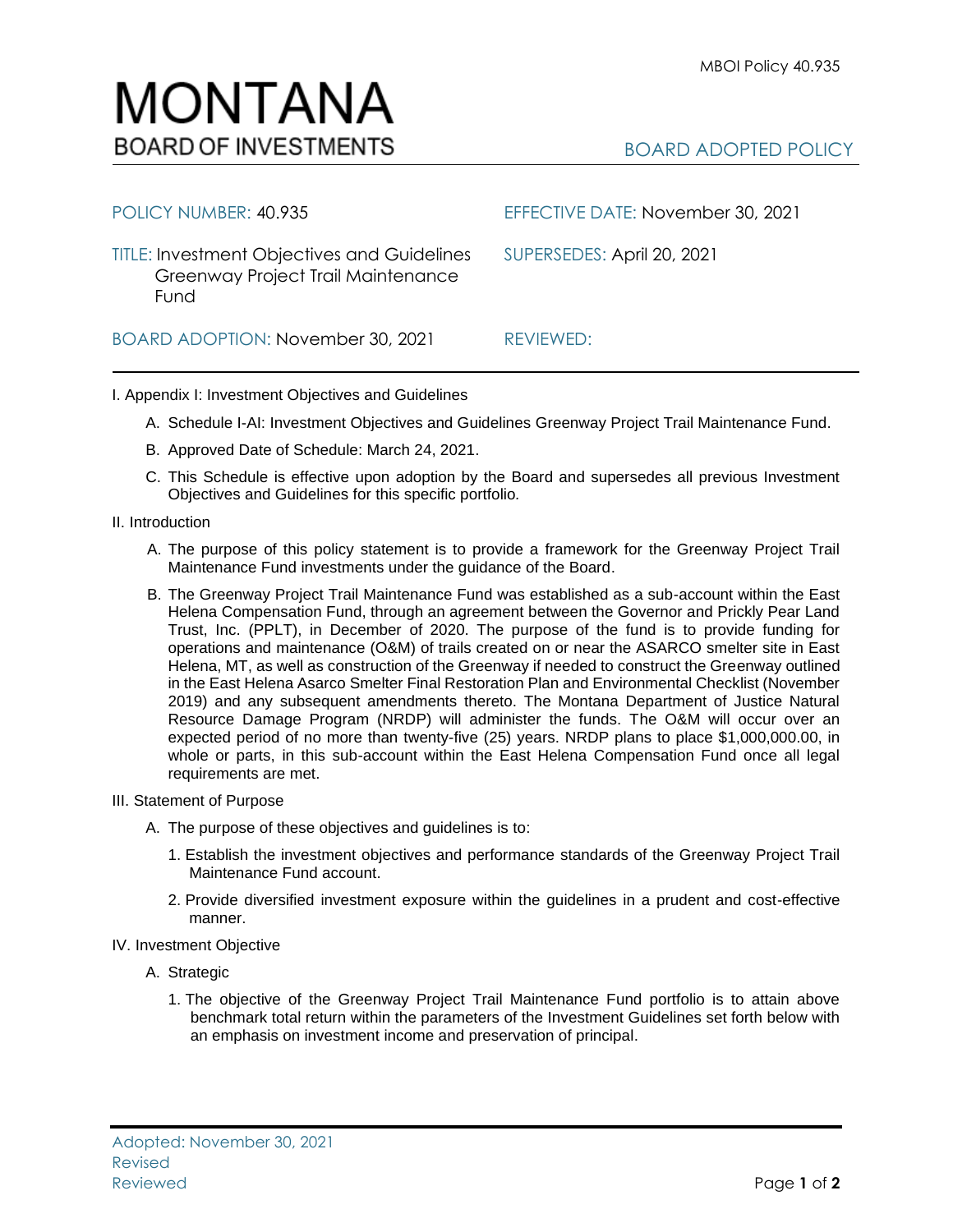# MONTANA
## BOARD OF INVESTMENTS

MBOI Policy 40.935

BOARD ADOPTED POLICY

| | |
|---|---|
| POLICY NUMBER: 40.935 | EFFECTIVE DATE: November 30, 2021 |
| TITLE: Investment Objectives and Guidelines Greenway Project Trail Maintenance Fund | SUPERSEDES: April 20, 2021 |
| BOARD ADOPTION: November 30, 2021 | REVIEWED: |

I. Appendix I: Investment Objectives and Guidelines

A. Schedule I-AI: Investment Objectives and Guidelines Greenway Project Trail Maintenance Fund.

B. Approved Date of Schedule: March 24, 2021.

C. This Schedule is effective upon adoption by the Board and supersedes all previous Investment Objectives and Guidelines for this specific portfolio.

II. Introduction

A. The purpose of this policy statement is to provide a framework for the Greenway Project Trail Maintenance Fund investments under the guidance of the Board.

B. The Greenway Project Trail Maintenance Fund was established as a sub-account within the East Helena Compensation Fund, through an agreement between the Governor and Prickly Pear Land Trust, Inc. (PPLT), in December of 2020. The purpose of the fund is to provide funding for operations and maintenance (O&M) of trails created on or near the ASARCO smelter site in East Helena, MT, as well as construction of the Greenway if needed to construct the Greenway outlined in the East Helena Asarco Smelter Final Restoration Plan and Environmental Checklist (November 2019) and any subsequent amendments thereto. The Montana Department of Justice Natural Resource Damage Program (NRDP) will administer the funds. The O&M will occur over an expected period of no more than twenty-five (25) years. NRDP plans to place $1,000,000.00, in whole or parts, in this sub-account within the East Helena Compensation Fund once all legal requirements are met.

III. Statement of Purpose

A. The purpose of these objectives and guidelines is to:

1. Establish the investment objectives and performance standards of the Greenway Project Trail Maintenance Fund account.

2. Provide diversified investment exposure within the guidelines in a prudent and cost-effective manner.

IV. Investment Objective

A. Strategic

1. The objective of the Greenway Project Trail Maintenance Fund portfolio is to attain above benchmark total return within the parameters of the Investment Guidelines set forth below with an emphasis on investment income and preservation of principal.

Adopted: November 30, 2021
Revised
Reviewed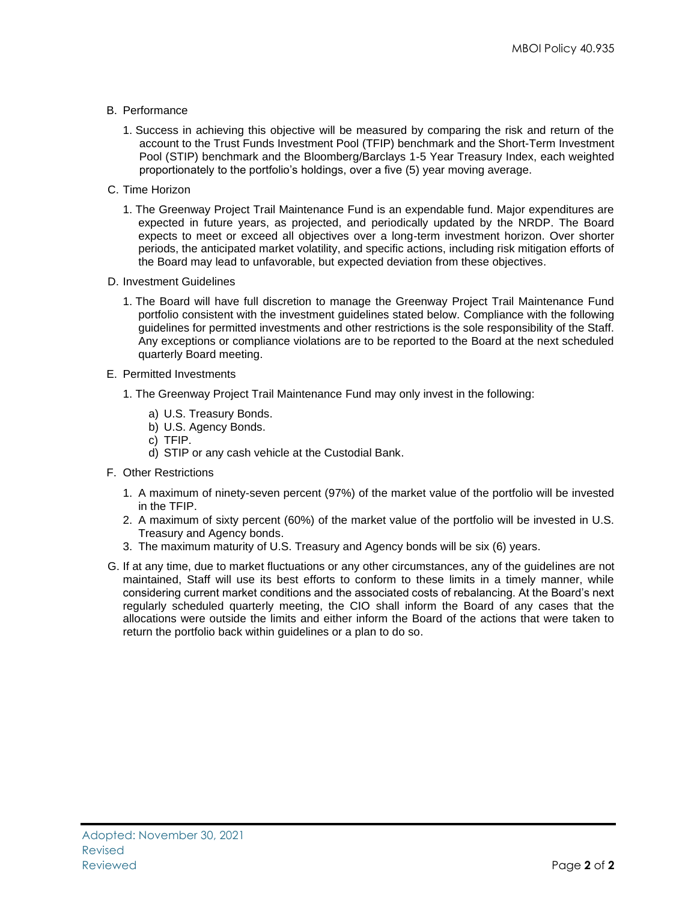B. Performance

1. Success in achieving this objective will be measured by comparing the risk and return of the account to the Trust Funds Investment Pool (TFIP) benchmark and the Short-Term Investment Pool (STIP) benchmark and the Bloomberg/Barclays 1-5 Year Treasury Index, each weighted proportionately to the portfolio's holdings, over a five (5) year moving average.

C. Time Horizon

1. The Greenway Project Trail Maintenance Fund is an expendable fund. Major expenditures are expected in future years, as projected, and periodically updated by the NRDP. The Board expects to meet or exceed all objectives over a long-term investment horizon. Over shorter periods, the anticipated market volatility, and specific actions, including risk mitigation efforts of the Board may lead to unfavorable, but expected deviation from these objectives.

D. Investment Guidelines

1. The Board will have full discretion to manage the Greenway Project Trail Maintenance Fund portfolio consistent with the investment guidelines stated below. Compliance with the following guidelines for permitted investments and other restrictions is the sole responsibility of the Staff. Any exceptions or compliance violations are to be reported to the Board at the next scheduled quarterly Board meeting.

E. Permitted Investments

1. The Greenway Project Trail Maintenance Fund may only invest in the following:

   a) U.S. Treasury Bonds.
   b) U.S. Agency Bonds.
   c) TFIP.
   d) STIP or any cash vehicle at the Custodial Bank.

F. Other Restrictions

1. A maximum of ninety-seven percent (97%) of the market value of the portfolio will be invested in the TFIP.
2. A maximum of sixty percent (60%) of the market value of the portfolio will be invested in U.S. Treasury and Agency bonds.
3. The maximum maturity of U.S. Treasury and Agency bonds will be six (6) years.

G. If at any time, due to market fluctuations or any other circumstances, any of the guidelines are not maintained, Staff will use its best efforts to conform to these limits in a timely manner, while considering current market conditions and the associated costs of rebalancing. At the Board's next regularly scheduled quarterly meeting, the CIO shall inform the Board of any cases that the allocations were outside the limits and either inform the Board of the actions that were taken to return the portfolio back within guidelines or a plan to do so.

Adopted: November 30, 2021
Revised
Reviewed